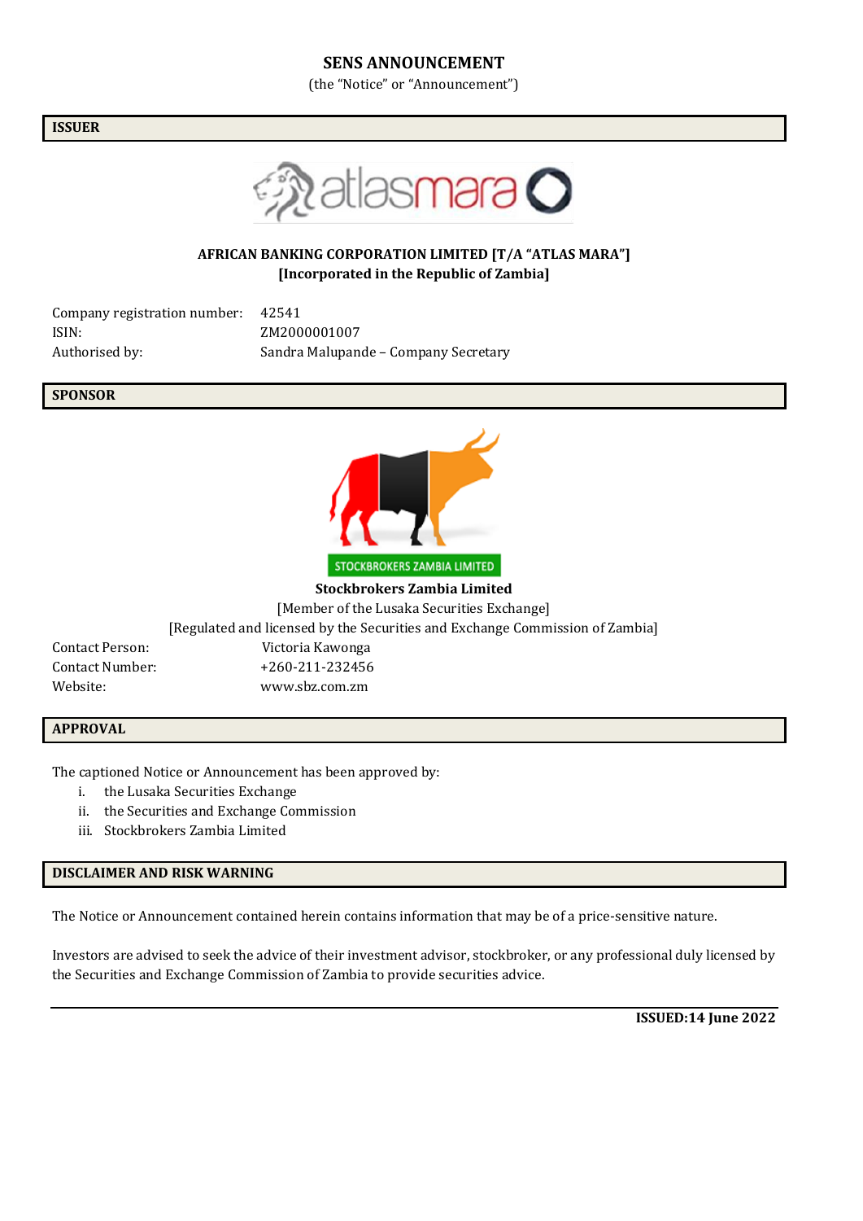# SENS ANNOUNCEMENT

(the "Notice" or "Announcement")

## ISSUER

**AFRICAN BANKING CORPORATION LIMITED [T/A "ATLAS MARA"]**
**[Incorporated in the Republic of Zambia]**

| | |
|---|---|
| Company registration number: | 42541 |
| ISIN: | ZM2000001007 |
| Authorised by: | Sandra Malupande – Company Secretary |

## SPONSOR

STOCKBROKERS ZAMBIA LIMITED

**Stockbrokers Zambia Limited**
[Member of the Lusaka Securities Exchange]
[Regulated and licensed by the Securities and Exchange Commission of Zambia]

| | |
|---|---|
| Contact Person: | Victoria Kawonga |
| Contact Number: | +260-211-232456 |
| Website: | www.sbz.com.zm |

## APPROVAL

The captioned Notice or Announcement has been approved by:

i. the Lusaka Securities Exchange
ii. the Securities and Exchange Commission
iii. Stockbrokers Zambia Limited

## DISCLAIMER AND RISK WARNING

The Notice or Announcement contained herein contains information that may be of a price-sensitive nature.

Investors are advised to seek the advice of their investment advisor, stockbroker, or any professional duly licensed by the Securities and Exchange Commission of Zambia to provide securities advice.

**ISSUED:14 June 2022**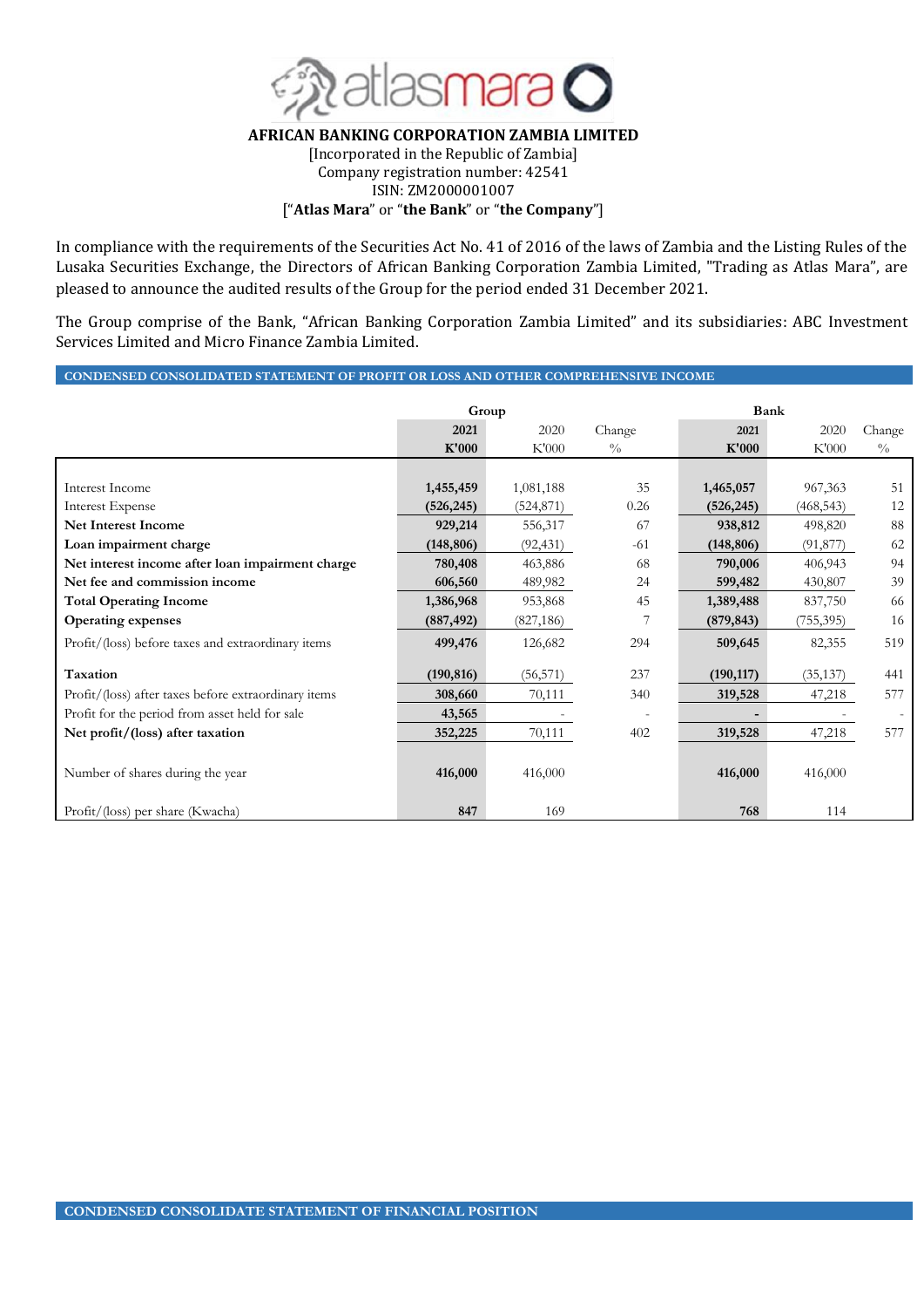**AFRICAN BANKING CORPORATION ZAMBIA LIMITED**
[Incorporated in the Republic of Zambia]
Company registration number: 42541
ISIN: ZM2000001007
["**Atlas Mara**" or "**the Bank**" or "**the Company**"]

In compliance with the requirements of the Securities Act No. 41 of 2016 of the laws of Zambia and the Listing Rules of the Lusaka Securities Exchange, the Directors of African Banking Corporation Zambia Limited, "Trading as Atlas Mara", are pleased to announce the audited results of the Group for the period ended 31 December 2021.

The Group comprise of the Bank, "African Banking Corporation Zambia Limited" and its subsidiaries: ABC Investment Services Limited and Micro Finance Zambia Limited.

## CONDENSED CONSOLIDATED STATEMENT OF PROFIT OR LOSS AND OTHER COMPREHENSIVE INCOME

| | Group | | | Bank | | |
|---|---|---|---|---|---|---|
| | **2021 K'000** | 2020 K'000 | Change % | **2021 K'000** | 2020 K'000 | Change % |
| Interest Income | **1,455,459** | 1,081,188 | 35 | **1,465,057** | 967,363 | 51 |
| Interest Expense | **(526,245)** | (524,871) | 0.26 | **(526,245)** | (468,543) | 12 |
| **Net Interest Income** | **929,214** | 556,317 | 67 | **938,812** | 498,820 | 88 |
| **Loan impairment charge** | **(148,806)** | (92,431) | -61 | **(148,806)** | (91,877) | 62 |
| **Net interest income after loan impairment charge** | **780,408** | 463,886 | 68 | **790,006** | 406,943 | 94 |
| **Net fee and commission income** | **606,560** | 489,982 | 24 | **599,482** | 430,807 | 39 |
| **Total Operating Income** | **1,386,968** | 953,868 | 45 | **1,389,488** | 837,750 | 66 |
| **Operating expenses** | **(887,492)** | (827,186) | 7 | **(879,843)** | (755,395) | 16 |
| Profit/(loss) before taxes and extraordinary items | **499,476** | 126,682 | 294 | **509,645** | 82,355 | 519 |
| **Taxation** | **(190,816)** | (56,571) | 237 | **(190,117)** | (35,137) | 441 |
| Profit/(loss) after taxes before extraordinary items | **308,660** | 70,111 | 340 | **319,528** | 47,218 | 577 |
| Profit for the period from asset held for sale | **43,565** | - | - | **-** | - | - |
| **Net profit/(loss) after taxation** | **352,225** | 70,111 | 402 | **319,528** | 47,218 | 577 |
| Number of shares during the year | **416,000** | 416,000 | | **416,000** | 416,000 | |
| Profit/(loss) per share (Kwacha) | **847** | 169 | | **768** | 114 | |

## CONDENSED CONSOLIDATE STATEMENT OF FINANCIAL POSITION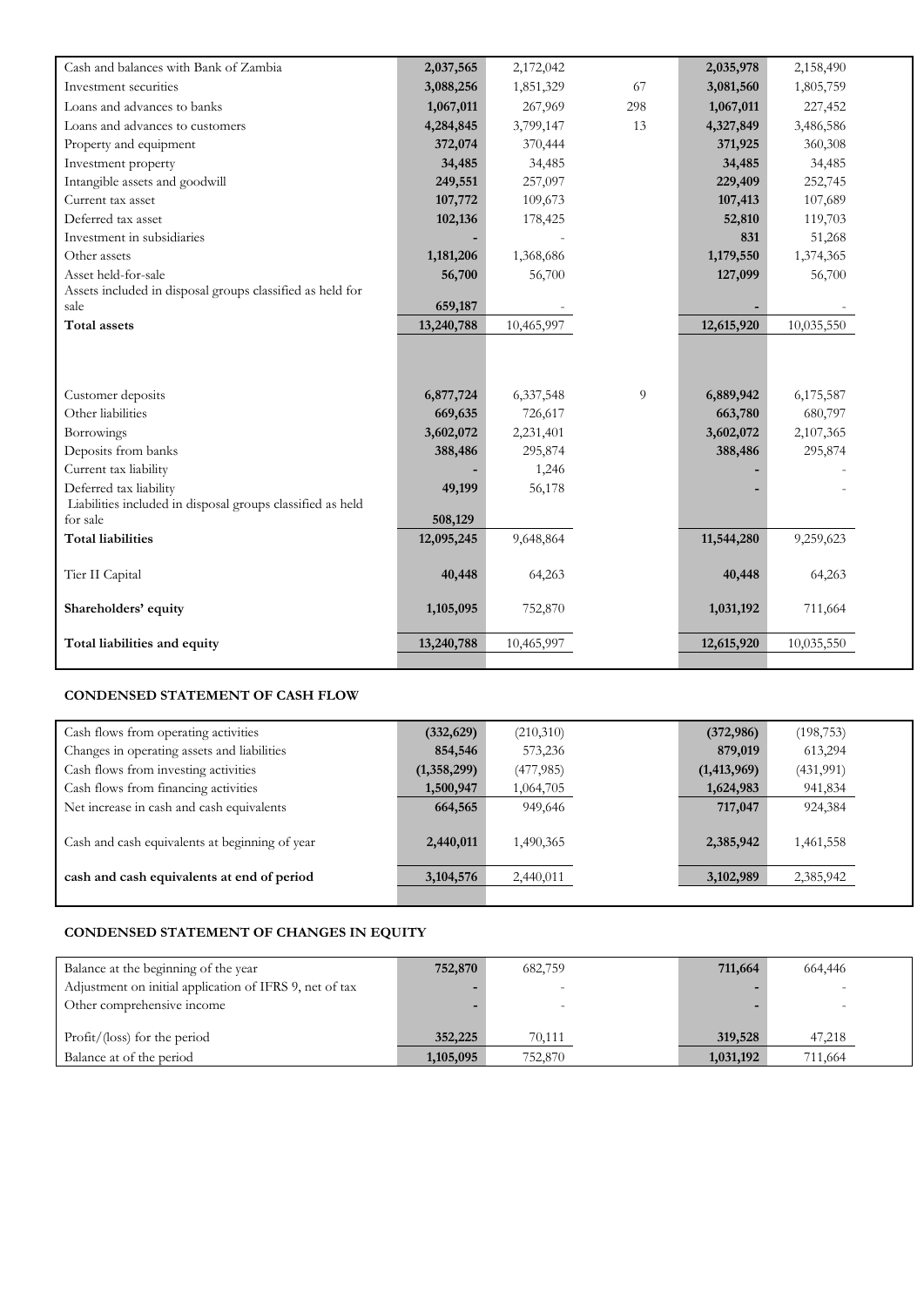| | | | | | |
|---|---|---|---|---|---|
| Cash and balances with Bank of Zambia | **2,037,565** | 2,172,042 | | **2,035,978** | 2,158,490 |
| Investment securities | **3,088,256** | 1,851,329 | 67 | **3,081,560** | 1,805,759 |
| Loans and advances to banks | **1,067,011** | 267,969 | 298 | **1,067,011** | 227,452 |
| Loans and advances to customers | **4,284,845** | 3,799,147 | 13 | **4,327,849** | 3,486,586 |
| Property and equipment | **372,074** | 370,444 | | **371,925** | 360,308 |
| Investment property | **34,485** | 34,485 | | **34,485** | 34,485 |
| Intangible assets and goodwill | **249,551** | 257,097 | | **229,409** | 252,745 |
| Current tax asset | **107,772** | 109,673 | | **107,413** | 107,689 |
| Deferred tax asset | **102,136** | 178,425 | | **52,810** | 119,703 |
| Investment in subsidiaries | **-** | - | | **831** | 51,268 |
| Other assets | **1,181,206** | 1,368,686 | | **1,179,550** | 1,374,365 |
| Asset held-for-sale | **56,700** | 56,700 | | **127,099** | 56,700 |
| Assets included in disposal groups classified as held for sale | **659,187** | - | | **-** | - |
| **Total assets** | **13,240,788** | 10,465,997 | | **12,615,920** | 10,035,550 |
| | | | | | |
| Customer deposits | **6,877,724** | 6,337,548 | 9 | **6,889,942** | 6,175,587 |
| Other liabilities | **669,635** | 726,617 | | **663,780** | 680,797 |
| Borrowings | **3,602,072** | 2,231,401 | | **3,602,072** | 2,107,365 |
| Deposits from banks | **388,486** | 295,874 | | **388,486** | 295,874 |
| Current tax liability | **-** | 1,246 | | **-** | - |
| Deferred tax liability | **49,199** | 56,178 | | **-** | - |
| Liabilities included in disposal groups classified as held for sale | **508,129** | | | | |
| **Total liabilities** | **12,095,245** | 9,648,864 | | **11,544,280** | 9,259,623 |
| Tier II Capital | **40,448** | 64,263 | | **40,448** | 64,263 |
| **Shareholders' equity** | **1,105,095** | 752,870 | | **1,031,192** | 711,664 |
| **Total liabilities and equity** | **13,240,788** | 10,465,997 | | **12,615,920** | 10,035,550 |

**CONDENSED STATEMENT OF CASH FLOW**

| | | | | | |
|---|---|---|---|---|---|
| Cash flows from operating activities | **(332,629)** | (210,310) | | **(372,986)** | (198,753) |
| Changes in operating assets and liabilities | **854,546** | 573,236 | | **879,019** | 613,294 |
| Cash flows from investing activities | **(1,358,299)** | (477,985) | | **(1,413,969)** | (431,991) |
| Cash flows from financing activities | **1,500,947** | 1,064,705 | | **1,624,983** | 941,834 |
| Net increase in cash and cash equivalents | **664,565** | 949,646 | | **717,047** | 924,384 |
| Cash and cash equivalents at beginning of year | **2,440,011** | 1,490,365 | | **2,385,942** | 1,461,558 |
| **cash and cash equivalents at end of period** | **3,104,576** | 2,440,011 | | **3,102,989** | 2,385,942 |

**CONDENSED STATEMENT OF CHANGES IN EQUITY**

| | | | | | |
|---|---|---|---|---|---|
| Balance at the beginning of the year | **752,870** | 682,759 | | **711,664** | 664,446 |
| Adjustment on initial application of IFRS 9, net of tax | **-** | - | | **-** | - |
| Other comprehensive income | **-** | - | | **-** | - |
| Profit/(loss) for the period | **352,225** | 70,111 | | **319,528** | 47,218 |
| Balance at of the period | **1,105,095** | 752,870 | | **1,031,192** | 711,664 |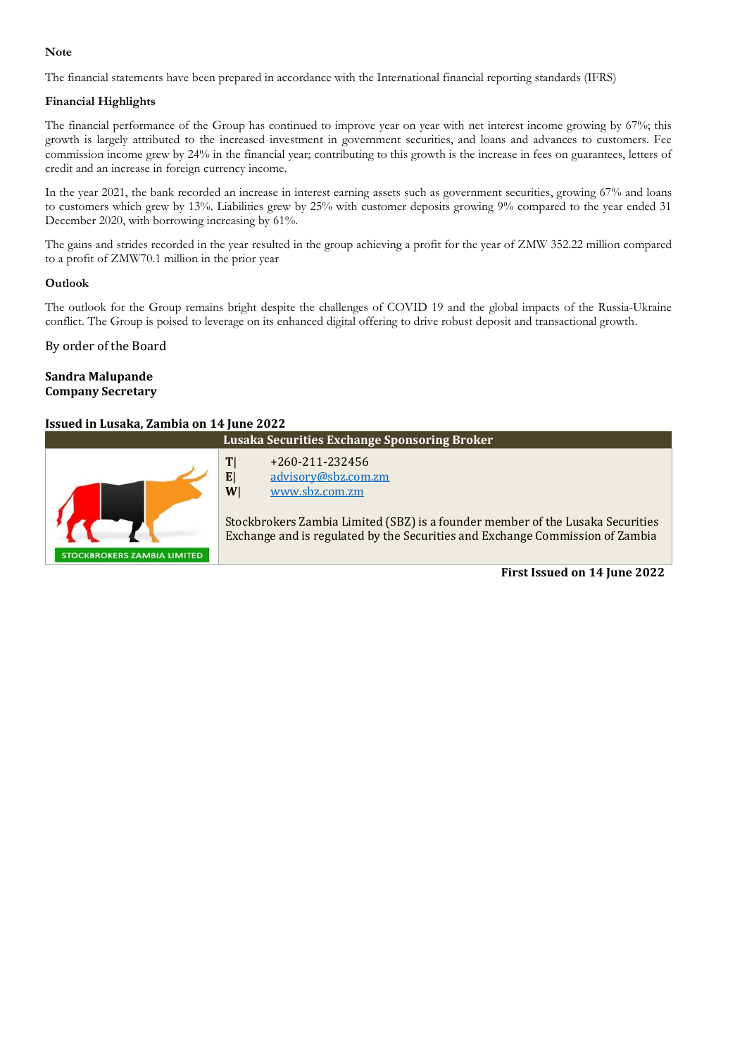**Note**

The financial statements have been prepared in accordance with the International financial reporting standards (IFRS)

**Financial Highlights**

The financial performance of the Group has continued to improve year on year with net interest income growing by 67%; this growth is largely attributed to the increased investment in government securities, and loans and advances to customers. Fee commission income grew by 24% in the financial year; contributing to this growth is the increase in fees on guarantees, letters of credit and an increase in foreign currency income.

In the year 2021, the bank recorded an increase in interest earning assets such as government securities, growing 67% and loans to customers which grew by 13%. Liabilities grew by 25% with customer deposits growing 9% compared to the year ended 31 December 2020, with borrowing increasing by 61%.

The gains and strides recorded in the year resulted in the group achieving a profit for the year of ZMW 352.22 million compared to a profit of ZMW70.1 million in the prior year

**Outlook**

The outlook for the Group remains bright despite the challenges of COVID 19 and the global impacts of the Russia-Ukraine conflict. The Group is poised to leverage on its enhanced digital offering to drive robust deposit and transactional growth.

By order of the Board

**Sandra Malupande**
**Company Secretary**

**Issued in Lusaka, Zambia on 14 June 2022**

**Lusaka Securities Exchange Sponsoring Broker**

STOCKBROKERS ZAMBIA LIMITED

**T|** +260-211-232456
**E|** advisory@sbz.com.zm
**W|** www.sbz.com.zm

Stockbrokers Zambia Limited (SBZ) is a founder member of the Lusaka Securities Exchange and is regulated by the Securities and Exchange Commission of Zambia

**First Issued on 14 June 2022**